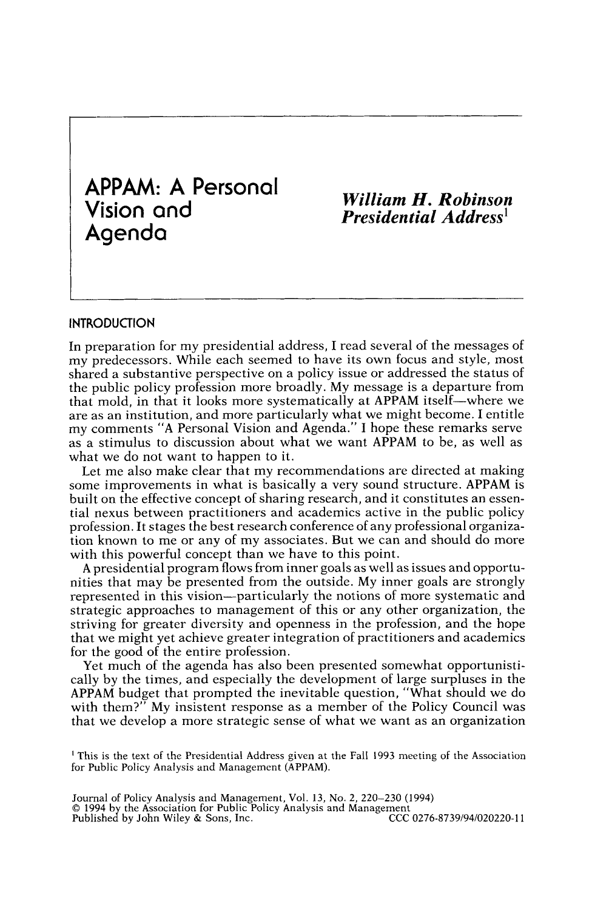# APPAM: A Personal Vision and Agenda

***William H. Robinson***
***Presidential Address***[1]

## INTRODUCTION

In preparation for my presidential address, I read several of the messages of my predecessors. While each seemed to have its own focus and style, most shared a substantive perspective on a policy issue or addressed the status of the public policy profession more broadly. My message is a departure from that mold, in that it looks more systematically at APPAM itself—where we are as an institution, and more particularly what we might become. I entitle my comments "A Personal Vision and Agenda." I hope these remarks serve as a stimulus to discussion about what we want APPAM to be, as well as what we do not want to happen to it.

Let me also make clear that my recommendations are directed at making some improvements in what is basically a very sound structure. APPAM is built on the effective concept of sharing research, and it constitutes an essential nexus between practitioners and academics active in the public policy profession. It stages the best research conference of any professional organization known to me or any of my associates. But we can and should do more with this powerful concept than we have to this point.

A presidential program flows from inner goals as well as issues and opportunities that may be presented from the outside. My inner goals are strongly represented in this vision—particularly the notions of more systematic and strategic approaches to management of this or any other organization, the striving for greater diversity and openness in the profession, and the hope that we might yet achieve greater integration of practitioners and academics for the good of the entire profession.

Yet much of the agenda has also been presented somewhat opportunistically by the times, and especially the development of large surpluses in the APPAM budget that prompted the inevitable question, "What should we do with them?" My insistent response as a member of the Policy Council was that we develop a more strategic sense of what we want as an organization

[1] This is the text of the Presidential Address given at the Fall 1993 meeting of the Association for Public Policy Analysis and Management (APPAM).

Journal of Policy Analysis and Management, Vol. 13, No. 2, 220–230 (1994)
© 1994 by the Association for Public Policy Analysis and Management
Published by John Wiley & Sons, Inc. CCC 0276-8739/94/020220-11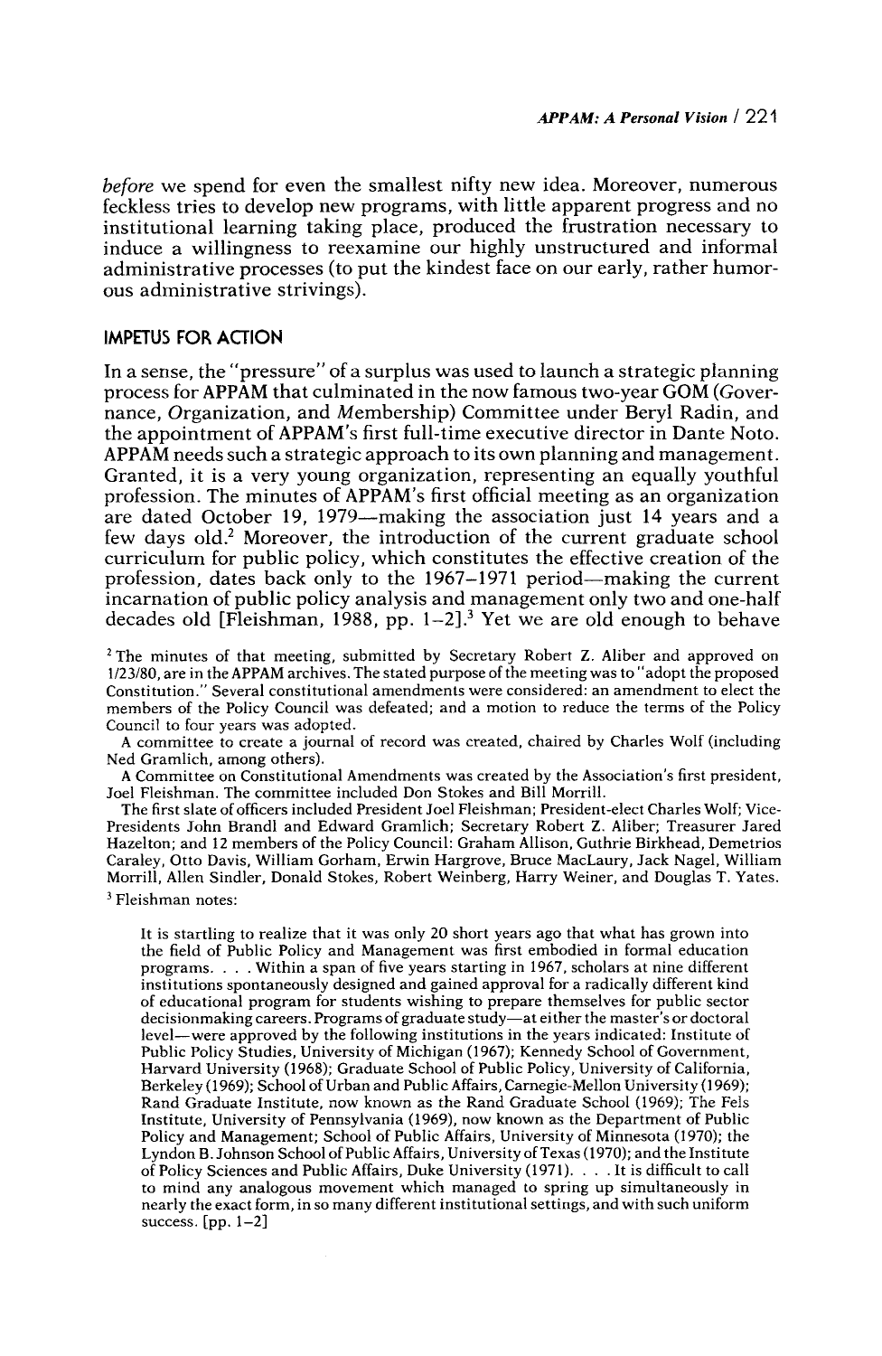*before* we spend for even the smallest nifty new idea. Moreover, numerous feckless tries to develop new programs, with little apparent progress and no institutional learning taking place, produced the frustration necessary to induce a willingness to reexamine our highly unstructured and informal administrative processes (to put the kindest face on our early, rather humorous administrative strivings).

## IMPETUS FOR ACTION

In a sense, the "pressure" of a surplus was used to launch a strategic planning process for APPAM that culminated in the now famous two-year GOM (*G*overnance, *O*rganization, and *M*embership) Committee under Beryl Radin, and the appointment of APPAM's first full-time executive director in Dante Noto. APPAM needs such a strategic approach to its own planning and management. Granted, it is a very young organization, representing an equally youthful profession. The minutes of APPAM's first official meeting as an organization are dated October 19, 1979—making the association just 14 years and a few days old.[2] Moreover, the introduction of the current graduate school curriculum for public policy, which constitutes the effective creation of the profession, dates back only to the 1967–1971 period—making the current incarnation of public policy analysis and management only two and one-half decades old [Fleishman, 1988, pp. 1–2].[3] Yet we are old enough to behave

[2] The minutes of that meeting, submitted by Secretary Robert Z. Aliber and approved on 1/23/80, are in the APPAM archives. The stated purpose of the meeting was to "adopt the proposed Constitution." Several constitutional amendments were considered: an amendment to elect the members of the Policy Council was defeated; and a motion to reduce the terms of the Policy Council to four years was adopted.

A committee to create a journal of record was created, chaired by Charles Wolf (including Ned Gramlich, among others).

A Committee on Constitutional Amendments was created by the Association's first president, Joel Fleishman. The committee included Don Stokes and Bill Morrill.

The first slate of officers included President Joel Fleishman; President-elect Charles Wolf; Vice-Presidents John Brandl and Edward Gramlich; Secretary Robert Z. Aliber; Treasurer Jared Hazelton; and 12 members of the Policy Council: Graham Allison, Guthrie Birkhead, Demetrios Caraley, Otto Davis, William Gorham, Erwin Hargrove, Bruce MacLaury, Jack Nagel, William Morrill, Allen Sindler, Donald Stokes, Robert Weinberg, Harry Weiner, and Douglas T. Yates.

[3] Fleishman notes:

> It is startling to realize that it was only 20 short years ago that what has grown into the field of Public Policy and Management was first embodied in formal education programs. . . . Within a span of five years starting in 1967, scholars at nine different institutions spontaneously designed and gained approval for a radically different kind of educational program for students wishing to prepare themselves for public sector decisionmaking careers. Programs of graduate study—at either the master's or doctoral level—were approved by the following institutions in the years indicated: Institute of Public Policy Studies, University of Michigan (1967); Kennedy School of Government, Harvard University (1968); Graduate School of Public Policy, University of California, Berkeley (1969); School of Urban and Public Affairs, Carnegie-Mellon University (1969); Rand Graduate Institute, now known as the Rand Graduate School (1969); The Fels Institute, University of Pennsylvania (1969), now known as the Department of Public Policy and Management; School of Public Affairs, University of Minnesota (1970); the Lyndon B. Johnson School of Public Affairs, University of Texas (1970); and the Institute of Policy Sciences and Public Affairs, Duke University (1971). . . . It is difficult to call to mind any analogous movement which managed to spring up simultaneously in nearly the exact form, in so many different institutional settings, and with such uniform success. [pp. 1–2]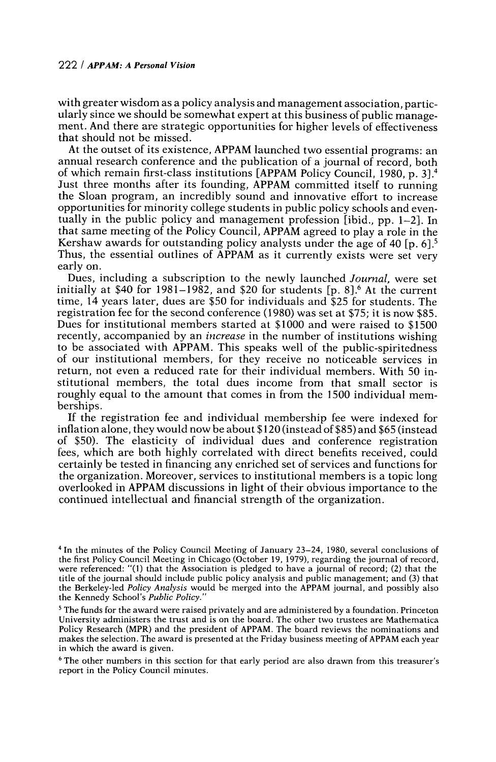with greater wisdom as a policy analysis and management association, particularly since we should be somewhat expert at this business of public management. And there are strategic opportunities for higher levels of effectiveness that should not be missed.

At the outset of its existence, APPAM launched two essential programs: an annual research conference and the publication of a journal of record, both of which remain first-class institutions [APPAM Policy Council, 1980, p. 3].[4] Just three months after its founding, APPAM committed itself to running the Sloan program, an incredibly sound and innovative effort to increase opportunities for minority college students in public policy schools and eventually in the public policy and management profession [ibid., pp. 1–2]. In that same meeting of the Policy Council, APPAM agreed to play a role in the Kershaw awards for outstanding policy analysts under the age of 40 [p. 6].[5] Thus, the essential outlines of APPAM as it currently exists were set very early on.

Dues, including a subscription to the newly launched *Journal*, were set initially at $40 for 1981–1982, and $20 for students [p. 8].[6] At the current time, 14 years later, dues are $50 for individuals and $25 for students. The registration fee for the second conference (1980) was set at $75; it is now $85. Dues for institutional members started at $1000 and were raised to $1500 recently, accompanied by an *increase* in the number of institutions wishing to be associated with APPAM. This speaks well of the public-spiritedness of our institutional members, for they receive no noticeable services in return, not even a reduced rate for their individual members. With 50 institutional members, the total dues income from that small sector is roughly equal to the amount that comes in from the 1500 individual memberships.

If the registration fee and individual membership fee were indexed for inflation alone, they would now be about $120 (instead of $85) and $65 (instead of $50). The elasticity of individual dues and conference registration fees, which are both highly correlated with direct benefits received, could certainly be tested in financing any enriched set of services and functions for the organization. Moreover, services to institutional members is a topic long overlooked in APPAM discussions in light of their obvious importance to the continued intellectual and financial strength of the organization.

---

[4] In the minutes of the Policy Council Meeting of January 23–24, 1980, several conclusions of the first Policy Council Meeting in Chicago (October 19, 1979), regarding the journal of record, were referenced: "(1) that the Association is pledged to have a journal of record; (2) that the title of the journal should include public policy analysis and public management; and (3) that the Berkeley-led *Policy Analysis* would be merged into the APPAM journal, and possibly also the Kennedy School's *Public Policy*."

[5] The funds for the award were raised privately and are administered by a foundation. Princeton University administers the trust and is on the board. The other two trustees are Mathematica Policy Research (MPR) and the president of APPAM. The board reviews the nominations and makes the selection. The award is presented at the Friday business meeting of APPAM each year in which the award is given.

[6] The other numbers in this section for that early period are also drawn from this treasurer's report in the Policy Council minutes.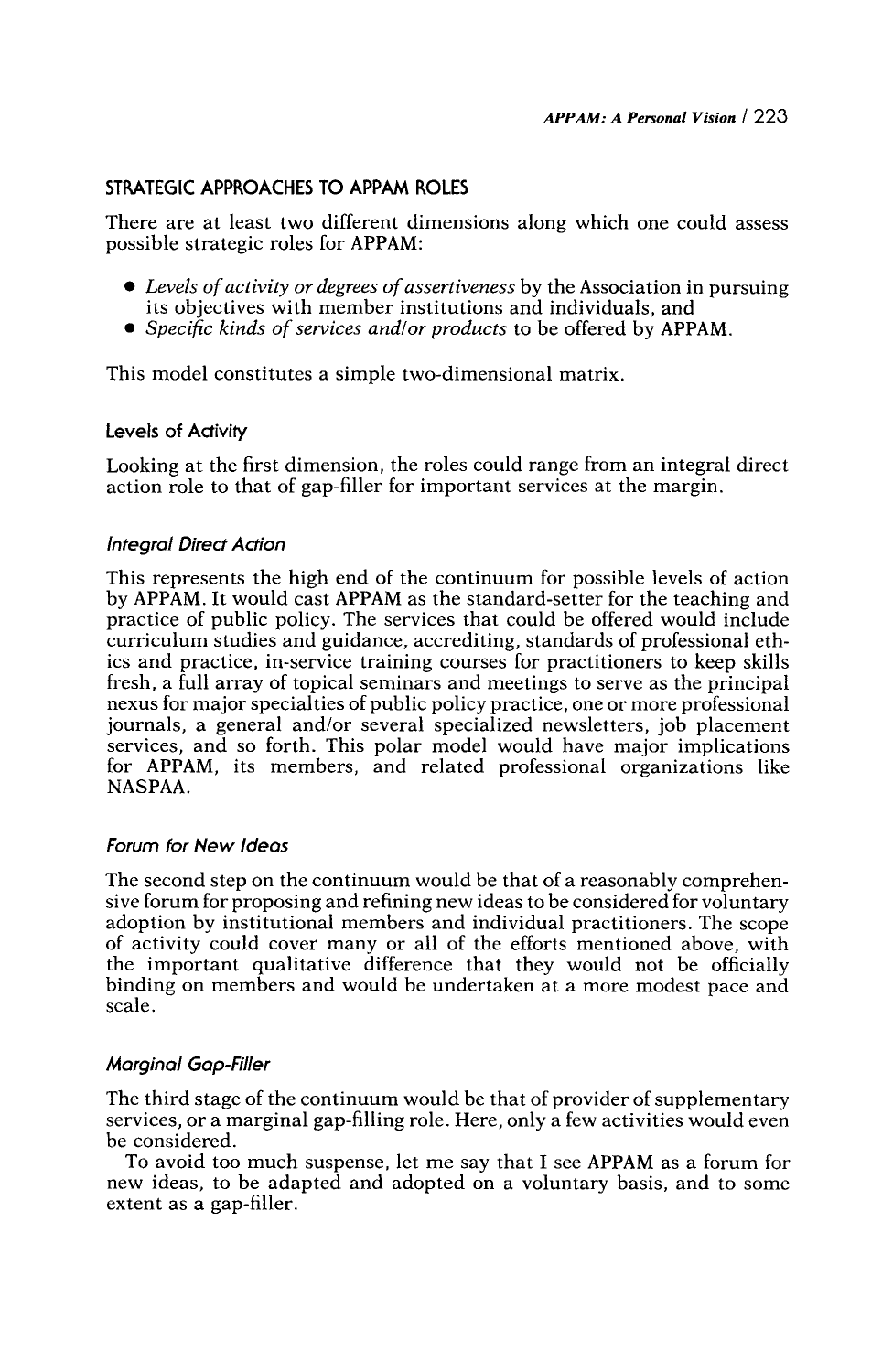## STRATEGIC APPROACHES TO APPAM ROLES

There are at least two different dimensions along which one could assess possible strategic roles for APPAM:

- *Levels of activity or degrees of assertiveness* by the Association in pursuing its objectives with member institutions and individuals, and
- *Specific kinds of services and/or products* to be offered by APPAM.

This model constitutes a simple two-dimensional matrix.

### Levels of Activity

Looking at the first dimension, the roles could range from an integral direct action role to that of gap-filler for important services at the margin.

#### *Integral Direct Action*

This represents the high end of the continuum for possible levels of action by APPAM. It would cast APPAM as the standard-setter for the teaching and practice of public policy. The services that could be offered would include curriculum studies and guidance, accrediting, standards of professional ethics and practice, in-service training courses for practitioners to keep skills fresh, a full array of topical seminars and meetings to serve as the principal nexus for major specialties of public policy practice, one or more professional journals, a general and/or several specialized newsletters, job placement services, and so forth. This polar model would have major implications for APPAM, its members, and related professional organizations like NASPAA.

#### *Forum for New Ideas*

The second step on the continuum would be that of a reasonably comprehensive forum for proposing and refining new ideas to be considered for voluntary adoption by institutional members and individual practitioners. The scope of activity could cover many or all of the efforts mentioned above, with the important qualitative difference that they would not be officially binding on members and would be undertaken at a more modest pace and scale.

#### *Marginal Gap-Filler*

The third stage of the continuum would be that of provider of supplementary services, or a marginal gap-filling role. Here, only a few activities would even be considered.

To avoid too much suspense, let me say that I see APPAM as a forum for new ideas, to be adapted and adopted on a voluntary basis, and to some extent as a gap-filler.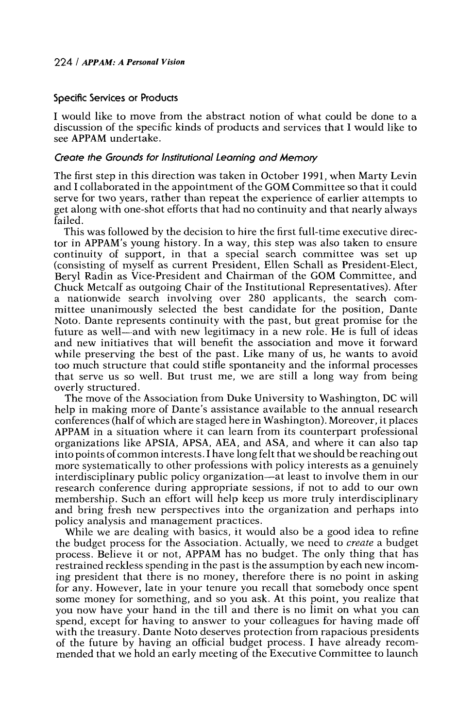### Specific Services or Products

I would like to move from the abstract notion of what could be done to a discussion of the specific kinds of products and services that I would like to see APPAM undertake.

#### *Create the Grounds for Institutional Learning and Memory*

The first step in this direction was taken in October 1991, when Marty Levin and I collaborated in the appointment of the GOM Committee so that it could serve for two years, rather than repeat the experience of earlier attempts to get along with one-shot efforts that had no continuity and that nearly always failed.

This was followed by the decision to hire the first full-time executive director in APPAM's young history. In a way, this step was also taken to ensure continuity of support, in that a special search committee was set up (consisting of myself as current President, Ellen Schall as President-Elect, Beryl Radin as Vice-President and Chairman of the GOM Committee, and Chuck Metcalf as outgoing Chair of the Institutional Representatives). After a nationwide search involving over 280 applicants, the search committee unanimously selected the best candidate for the position, Dante Noto. Dante represents continuity with the past, but great promise for the future as well—and with new legitimacy in a new role. He is full of ideas and new initiatives that will benefit the association and move it forward while preserving the best of the past. Like many of us, he wants to avoid too much structure that could stifle spontaneity and the informal processes that serve us so well. But trust me, we are still a long way from being overly structured.

The move of the Association from Duke University to Washington, DC will help in making more of Dante's assistance available to the annual research conferences (half of which are staged here in Washington). Moreover, it places APPAM in a situation where it can learn from its counterpart professional organizations like APSIA, APSA, AEA, and ASA, and where it can also tap into points of common interests. I have long felt that we should be reaching out more systematically to other professions with policy interests as a genuinely interdisciplinary public policy organization—at least to involve them in our research conference during appropriate sessions, if not to add to our own membership. Such an effort will help keep us more truly interdisciplinary and bring fresh new perspectives into the organization and perhaps into policy analysis and management practices.

While we are dealing with basics, it would also be a good idea to refine the budget process for the Association. Actually, we need to *create* a budget process. Believe it or not, APPAM has no budget. The only thing that has restrained reckless spending in the past is the assumption by each new incoming president that there is no money, therefore there is no point in asking for any. However, late in your tenure you recall that somebody once spent some money for something, and so you ask. At this point, you realize that you now have your hand in the till and there is no limit on what you can spend, except for having to answer to your colleagues for having made off with the treasury. Dante Noto deserves protection from rapacious presidents of the future by having an official budget process. I have already recommended that we hold an early meeting of the Executive Committee to launch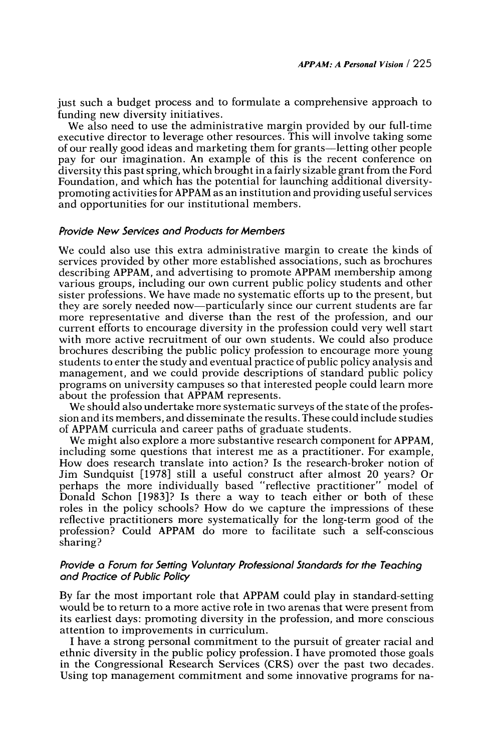just such a budget process and to formulate a comprehensive approach to funding new diversity initiatives.

We also need to use the administrative margin provided by our full-time executive director to leverage other resources. This will involve taking some of our really good ideas and marketing them for grants—letting other people pay for our imagination. An example of this is the recent conference on diversity this past spring, which brought in a fairly sizable grant from the Ford Foundation, and which has the potential for launching additional diversity-promoting activities for APPAM as an institution and providing useful services and opportunities for our institutional members.

### *Provide New Services and Products for Members*

We could also use this extra administrative margin to create the kinds of services provided by other more established associations, such as brochures describing APPAM, and advertising to promote APPAM membership among various groups, including our own current public policy students and other sister professions. We have made no systematic efforts up to the present, but they are sorely needed now—particularly since our current students are far more representative and diverse than the rest of the profession, and our current efforts to encourage diversity in the profession could very well start with more active recruitment of our own students. We could also produce brochures describing the public policy profession to encourage more young students to enter the study and eventual practice of public policy analysis and management, and we could provide descriptions of standard public policy programs on university campuses so that interested people could learn more about the profession that APPAM represents.

We should also undertake more systematic surveys of the state of the profession and its members, and disseminate the results. These could include studies of APPAM curricula and career paths of graduate students.

We might also explore a more substantive research component for APPAM, including some questions that interest me as a practitioner. For example, How does research translate into action? Is the research-broker notion of Jim Sundquist [1978] still a useful construct after almost 20 years? Or perhaps the more individually based "reflective practitioner" model of Donald Schon [1983]? Is there a way to teach either or both of these roles in the policy schools? How do we capture the impressions of these reflective practitioners more systematically for the long-term good of the profession? Could APPAM do more to facilitate such a self-conscious sharing?

### *Provide a Forum for Setting Voluntary Professional Standards for the Teaching and Practice of Public Policy*

By far the most important role that APPAM could play in standard-setting would be to return to a more active role in two arenas that were present from its earliest days: promoting diversity in the profession, and more conscious attention to improvements in curriculum.

I have a strong personal commitment to the pursuit of greater racial and ethnic diversity in the public policy profession. I have promoted those goals in the Congressional Research Services (CRS) over the past two decades. Using top management commitment and some innovative programs for na-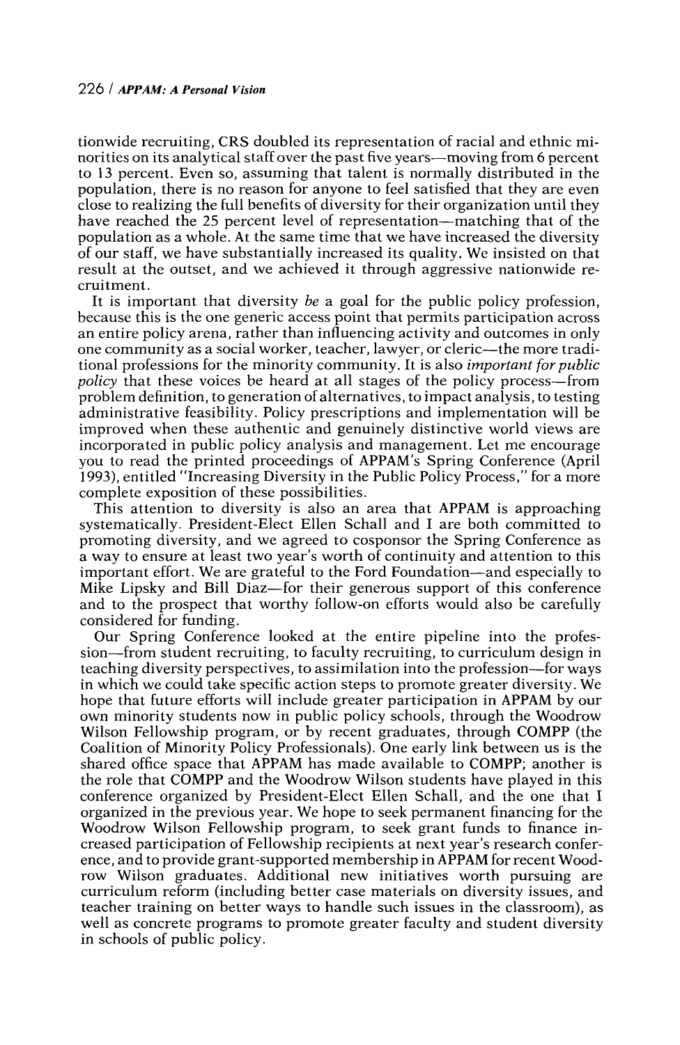tionwide recruiting, CRS doubled its representation of racial and ethnic minorities on its analytical staff over the past five years—moving from 6 percent to 13 percent. Even so, assuming that talent is normally distributed in the population, there is no reason for anyone to feel satisfied that they are even close to realizing the full benefits of diversity for their organization until they have reached the 25 percent level of representation—matching that of the population as a whole. At the same time that we have increased the diversity of our staff, we have substantially increased its quality. We insisted on that result at the outset, and we achieved it through aggressive nationwide recruitment.

It is important that diversity *be* a goal for the public policy profession, because this is the one generic access point that permits participation across an entire policy arena, rather than influencing activity and outcomes in only one community as a social worker, teacher, lawyer, or cleric—the more traditional professions for the minority community. It is also *important for public policy* that these voices be heard at all stages of the policy process—from problem definition, to generation of alternatives, to impact analysis, to testing administrative feasibility. Policy prescriptions and implementation will be improved when these authentic and genuinely distinctive world views are incorporated in public policy analysis and management. Let me encourage you to read the printed proceedings of APPAM's Spring Conference (April 1993), entitled "Increasing Diversity in the Public Policy Process," for a more complete exposition of these possibilities.

This attention to diversity is also an area that APPAM is approaching systematically. President-Elect Ellen Schall and I are both committed to promoting diversity, and we agreed to cosponsor the Spring Conference as a way to ensure at least two year's worth of continuity and attention to this important effort. We are grateful to the Ford Foundation—and especially to Mike Lipsky and Bill Diaz—for their generous support of this conference and to the prospect that worthy follow-on efforts would also be carefully considered for funding.

Our Spring Conference looked at the entire pipeline into the profession—from student recruiting, to faculty recruiting, to curriculum design in teaching diversity perspectives, to assimilation into the profession—for ways in which we could take specific action steps to promote greater diversity. We hope that future efforts will include greater participation in APPAM by our own minority students now in public policy schools, through the Woodrow Wilson Fellowship program, or by recent graduates, through COMPP (the Coalition of Minority Policy Professionals). One early link between us is the shared office space that APPAM has made available to COMPP; another is the role that COMPP and the Woodrow Wilson students have played in this conference organized by President-Elect Ellen Schall, and the one that I organized in the previous year. We hope to seek permanent financing for the Woodrow Wilson Fellowship program, to seek grant funds to finance increased participation of Fellowship recipients at next year's research conference, and to provide grant-supported membership in APPAM for recent Woodrow Wilson graduates. Additional new initiatives worth pursuing are curriculum reform (including better case materials on diversity issues, and teacher training on better ways to handle such issues in the classroom), as well as concrete programs to promote greater faculty and student diversity in schools of public policy.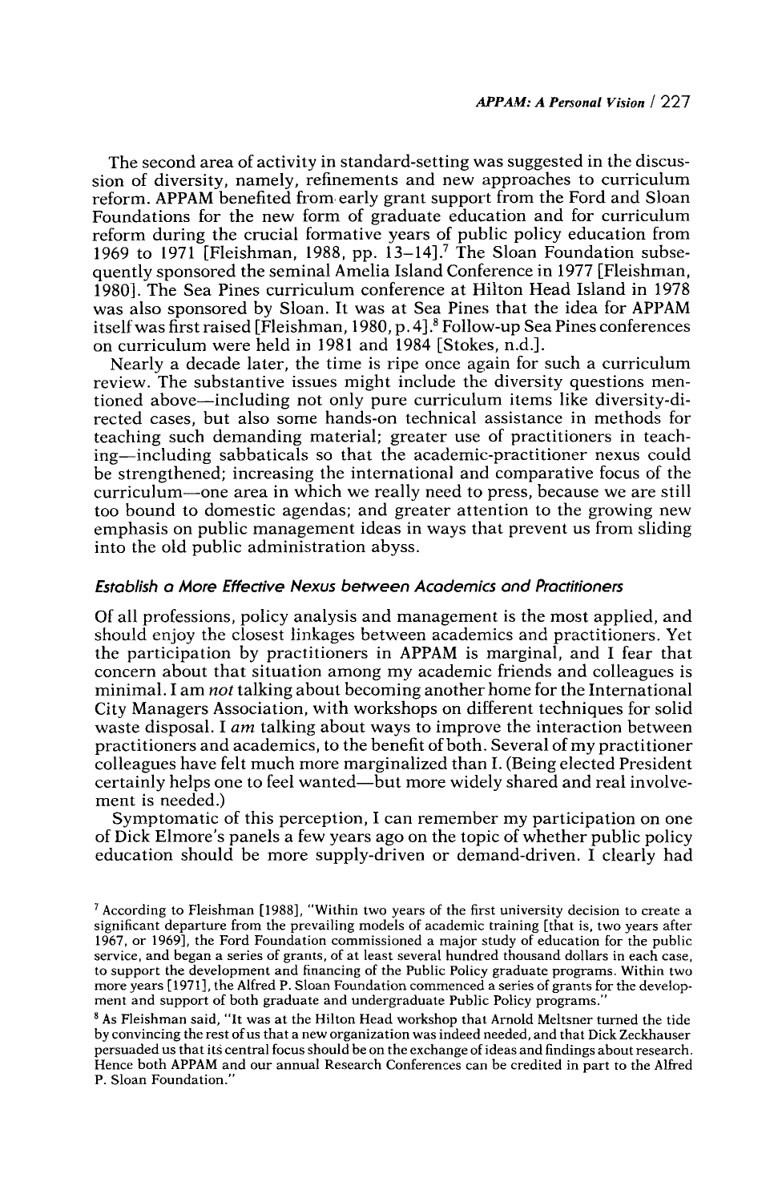The second area of activity in standard-setting was suggested in the discussion of diversity, namely, refinements and new approaches to curriculum reform. APPAM benefited from early grant support from the Ford and Sloan Foundations for the new form of graduate education and for curriculum reform during the crucial formative years of public policy education from 1969 to 1971 [Fleishman, 1988, pp. 13–14].[7] The Sloan Foundation subsequently sponsored the seminal Amelia Island Conference in 1977 [Fleishman, 1980]. The Sea Pines curriculum conference at Hilton Head Island in 1978 was also sponsored by Sloan. It was at Sea Pines that the idea for APPAM itself was first raised [Fleishman, 1980, p. 4].[8] Follow-up Sea Pines conferences on curriculum were held in 1981 and 1984 [Stokes, n.d.].

Nearly a decade later, the time is ripe once again for such a curriculum review. The substantive issues might include the diversity questions mentioned above—including not only pure curriculum items like diversity-directed cases, but also some hands-on technical assistance in methods for teaching such demanding material; greater use of practitioners in teaching—including sabbaticals so that the academic-practitioner nexus could be strengthened; increasing the international and comparative focus of the curriculum—one area in which we really need to press, because we are still too bound to domestic agendas; and greater attention to the growing new emphasis on public management ideas in ways that prevent us from sliding into the old public administration abyss.

### *Establish a More Effective Nexus between Academics and Practitioners*

Of all professions, policy analysis and management is the most applied, and should enjoy the closest linkages between academics and practitioners. Yet the participation by practitioners in APPAM is marginal, and I fear that concern about that situation among my academic friends and colleagues is minimal. I am *not* talking about becoming another home for the International City Managers Association, with workshops on different techniques for solid waste disposal. I *am* talking about ways to improve the interaction between practitioners and academics, to the benefit of both. Several of my practitioner colleagues have felt much more marginalized than I. (Being elected President certainly helps one to feel wanted—but more widely shared and real involvement is needed.)

Symptomatic of this perception, I can remember my participation on one of Dick Elmore's panels a few years ago on the topic of whether public policy education should be more supply-driven or demand-driven. I clearly had

[7] According to Fleishman [1988], "Within two years of the first university decision to create a significant departure from the prevailing models of academic training [that is, two years after 1967, or 1969], the Ford Foundation commissioned a major study of education for the public service, and began a series of grants, of at least several hundred thousand dollars in each case, to support the development and financing of the Public Policy graduate programs. Within two more years [1971], the Alfred P. Sloan Foundation commenced a series of grants for the development and support of both graduate and undergraduate Public Policy programs."

[8] As Fleishman said, "It was at the Hilton Head workshop that Arnold Meltsner turned the tide by convincing the rest of us that a new organization was indeed needed, and that Dick Zeckhauser persuaded us that its central focus should be on the exchange of ideas and findings about research. Hence both APPAM and our annual Research Conferences can be credited in part to the Alfred P. Sloan Foundation."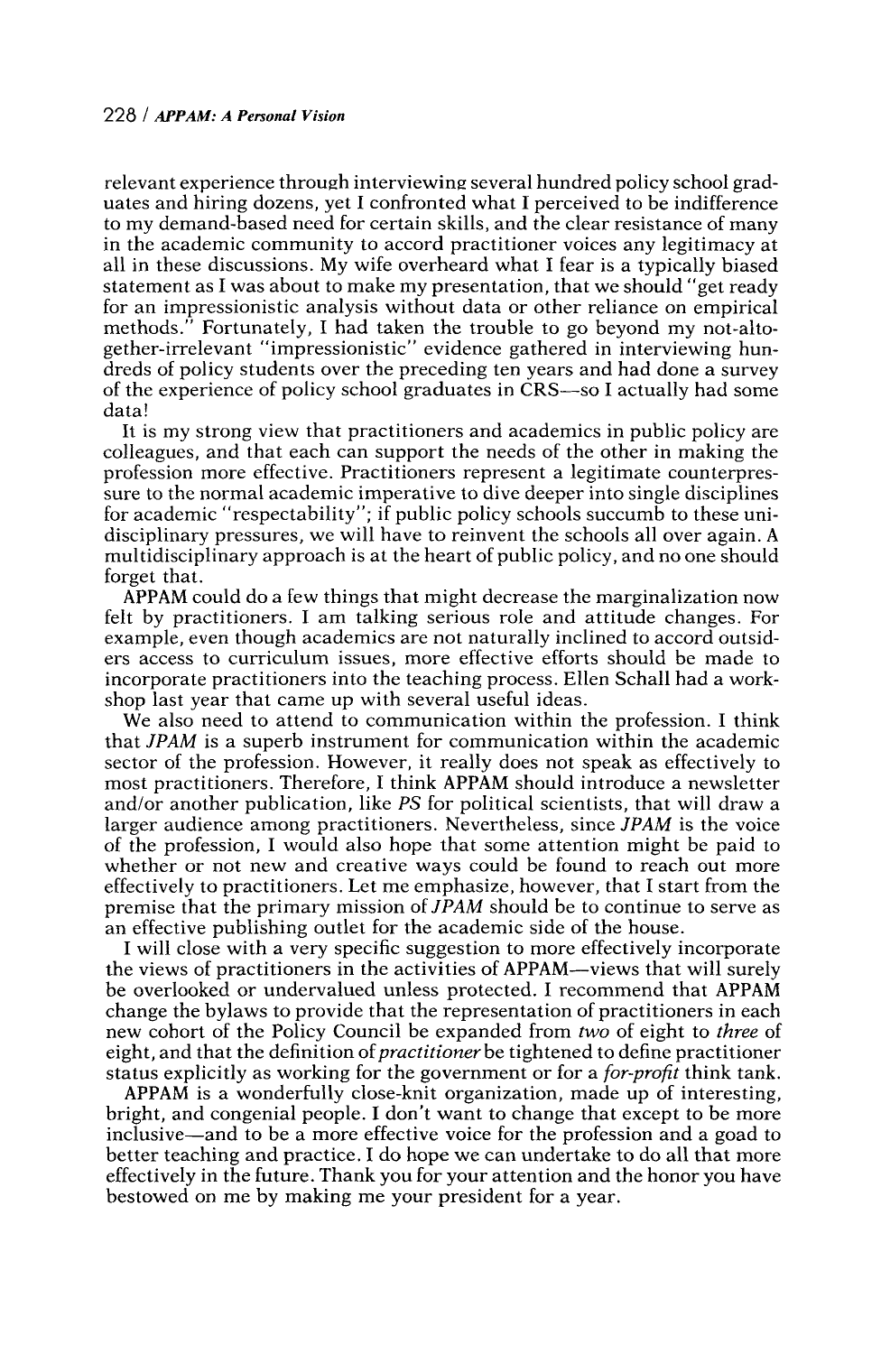relevant experience through interviewing several hundred policy school graduates and hiring dozens, yet I confronted what I perceived to be indifference to my demand-based need for certain skills, and the clear resistance of many in the academic community to accord practitioner voices any legitimacy at all in these discussions. My wife overheard what I fear is a typically biased statement as I was about to make my presentation, that we should "get ready for an impressionistic analysis without data or other reliance on empirical methods." Fortunately, I had taken the trouble to go beyond my not-altogether-irrelevant "impressionistic" evidence gathered in interviewing hundreds of policy students over the preceding ten years and had done a survey of the experience of policy school graduates in CRS—so I actually had some data!

It is my strong view that practitioners and academics in public policy are colleagues, and that each can support the needs of the other in making the profession more effective. Practitioners represent a legitimate counterpressure to the normal academic imperative to dive deeper into single disciplines for academic "respectability"; if public policy schools succumb to these unidisciplinary pressures, we will have to reinvent the schools all over again. A multidisciplinary approach is at the heart of public policy, and no one should forget that.

APPAM could do a few things that might decrease the marginalization now felt by practitioners. I am talking serious role and attitude changes. For example, even though academics are not naturally inclined to accord outsiders access to curriculum issues, more effective efforts should be made to incorporate practitioners into the teaching process. Ellen Schall had a workshop last year that came up with several useful ideas.

We also need to attend to communication within the profession. I think that *JPAM* is a superb instrument for communication within the academic sector of the profession. However, it really does not speak as effectively to most practitioners. Therefore, I think APPAM should introduce a newsletter and/or another publication, like *PS* for political scientists, that will draw a larger audience among practitioners. Nevertheless, since *JPAM* is the voice of the profession, I would also hope that some attention might be paid to whether or not new and creative ways could be found to reach out more effectively to practitioners. Let me emphasize, however, that I start from the premise that the primary mission of *JPAM* should be to continue to serve as an effective publishing outlet for the academic side of the house.

I will close with a very specific suggestion to more effectively incorporate the views of practitioners in the activities of APPAM—views that will surely be overlooked or undervalued unless protected. I recommend that APPAM change the bylaws to provide that the representation of practitioners in each new cohort of the Policy Council be expanded from *two* of eight to *three* of eight, and that the definition of *practitioner* be tightened to define practitioner status explicitly as working for the government or for a *for-profit* think tank.

APPAM is a wonderfully close-knit organization, made up of interesting, bright, and congenial people. I don't want to change that except to be more inclusive—and to be a more effective voice for the profession and a goad to better teaching and practice. I do hope we can undertake to do all that more effectively in the future. Thank you for your attention and the honor you have bestowed on me by making me your president for a year.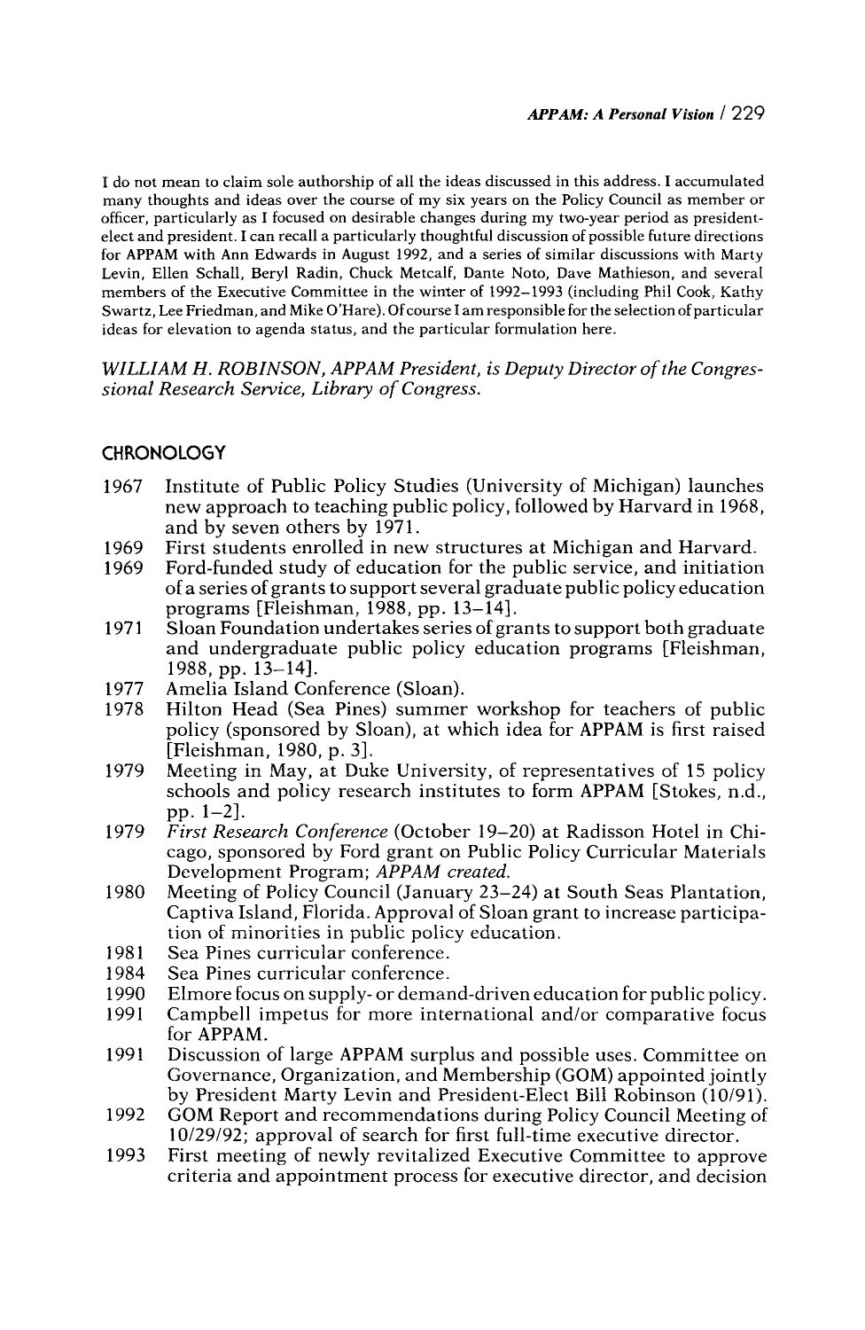I do not mean to claim sole authorship of all the ideas discussed in this address. I accumulated many thoughts and ideas over the course of my six years on the Policy Council as member or officer, particularly as I focused on desirable changes during my two-year period as president-elect and president. I can recall a particularly thoughtful discussion of possible future directions for APPAM with Ann Edwards in August 1992, and a series of similar discussions with Marty Levin, Ellen Schall, Beryl Radin, Chuck Metcalf, Dante Noto, Dave Mathieson, and several members of the Executive Committee in the winter of 1992–1993 (including Phil Cook, Kathy Swartz, Lee Friedman, and Mike O'Hare). Of course I am responsible for the selection of particular ideas for elevation to agenda status, and the particular formulation here.

*WILLIAM H. ROBINSON, APPAM President, is Deputy Director of the Congressional Research Service, Library of Congress.*

## CHRONOLOGY

- 1967 Institute of Public Policy Studies (University of Michigan) launches new approach to teaching public policy, followed by Harvard in 1968, and by seven others by 1971.
- 1969 First students enrolled in new structures at Michigan and Harvard.
- 1969 Ford-funded study of education for the public service, and initiation of a series of grants to support several graduate public policy education programs [Fleishman, 1988, pp. 13–14].
- 1971 Sloan Foundation undertakes series of grants to support both graduate and undergraduate public policy education programs [Fleishman, 1988, pp. 13–14].
- 1977 Amelia Island Conference (Sloan).
- 1978 Hilton Head (Sea Pines) summer workshop for teachers of public policy (sponsored by Sloan), at which idea for APPAM is first raised [Fleishman, 1980, p. 3].
- 1979 Meeting in May, at Duke University, of representatives of 15 policy schools and policy research institutes to form APPAM [Stokes, n.d., pp. 1–2].
- 1979 *First Research Conference* (October 19–20) at Radisson Hotel in Chicago, sponsored by Ford grant on Public Policy Curricular Materials Development Program; *APPAM created.*
- 1980 Meeting of Policy Council (January 23–24) at South Seas Plantation, Captiva Island, Florida. Approval of Sloan grant to increase participation of minorities in public policy education.
- 1981 Sea Pines curricular conference.
- 1984 Sea Pines curricular conference.
- 1990 Elmore focus on supply- or demand-driven education for public policy.
- 1991 Campbell impetus for more international and/or comparative focus for APPAM.
- 1991 Discussion of large APPAM surplus and possible uses. Committee on Governance, Organization, and Membership (GOM) appointed jointly by President Marty Levin and President-Elect Bill Robinson (10/91).
- 1992 GOM Report and recommendations during Policy Council Meeting of 10/29/92; approval of search for first full-time executive director.
- 1993 First meeting of newly revitalized Executive Committee to approve criteria and appointment process for executive director, and decision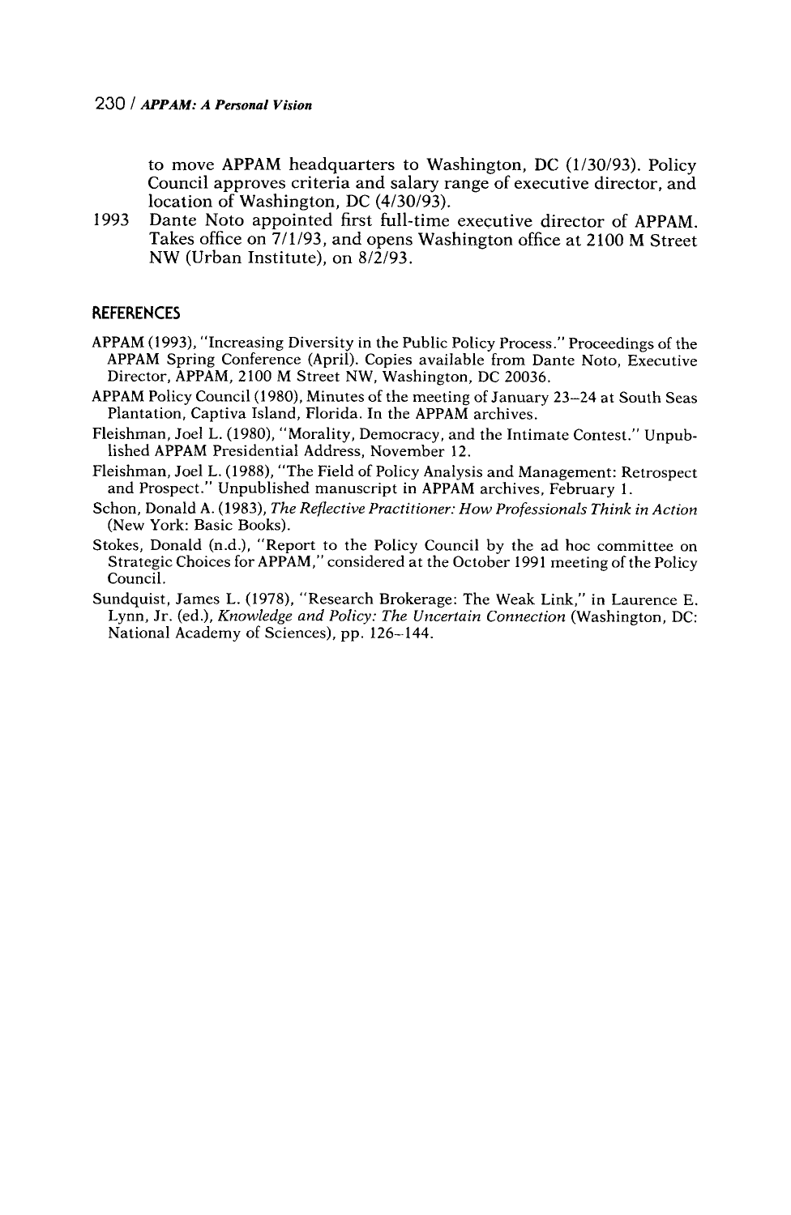to move APPAM headquarters to Washington, DC (1/30/93). Policy Council approves criteria and salary range of executive director, and location of Washington, DC (4/30/93).

1993 Dante Noto appointed first full-time executive director of APPAM. Takes office on 7/1/93, and opens Washington office at 2100 M Street NW (Urban Institute), on 8/2/93.

## REFERENCES

APPAM (1993), "Increasing Diversity in the Public Policy Process." Proceedings of the APPAM Spring Conference (April). Copies available from Dante Noto, Executive Director, APPAM, 2100 M Street NW, Washington, DC 20036.

APPAM Policy Council (1980), Minutes of the meeting of January 23–24 at South Seas Plantation, Captiva Island, Florida. In the APPAM archives.

Fleishman, Joel L. (1980), "Morality, Democracy, and the Intimate Contest." Unpublished APPAM Presidential Address, November 12.

Fleishman, Joel L. (1988), "The Field of Policy Analysis and Management: Retrospect and Prospect." Unpublished manuscript in APPAM archives, February 1.

Schon, Donald A. (1983), *The Reflective Practitioner: How Professionals Think in Action* (New York: Basic Books).

Stokes, Donald (n.d.), "Report to the Policy Council by the ad hoc committee on Strategic Choices for APPAM," considered at the October 1991 meeting of the Policy Council.

Sundquist, James L. (1978), "Research Brokerage: The Weak Link," in Laurence E. Lynn, Jr. (ed.), *Knowledge and Policy: The Uncertain Connection* (Washington, DC: National Academy of Sciences), pp. 126–144.